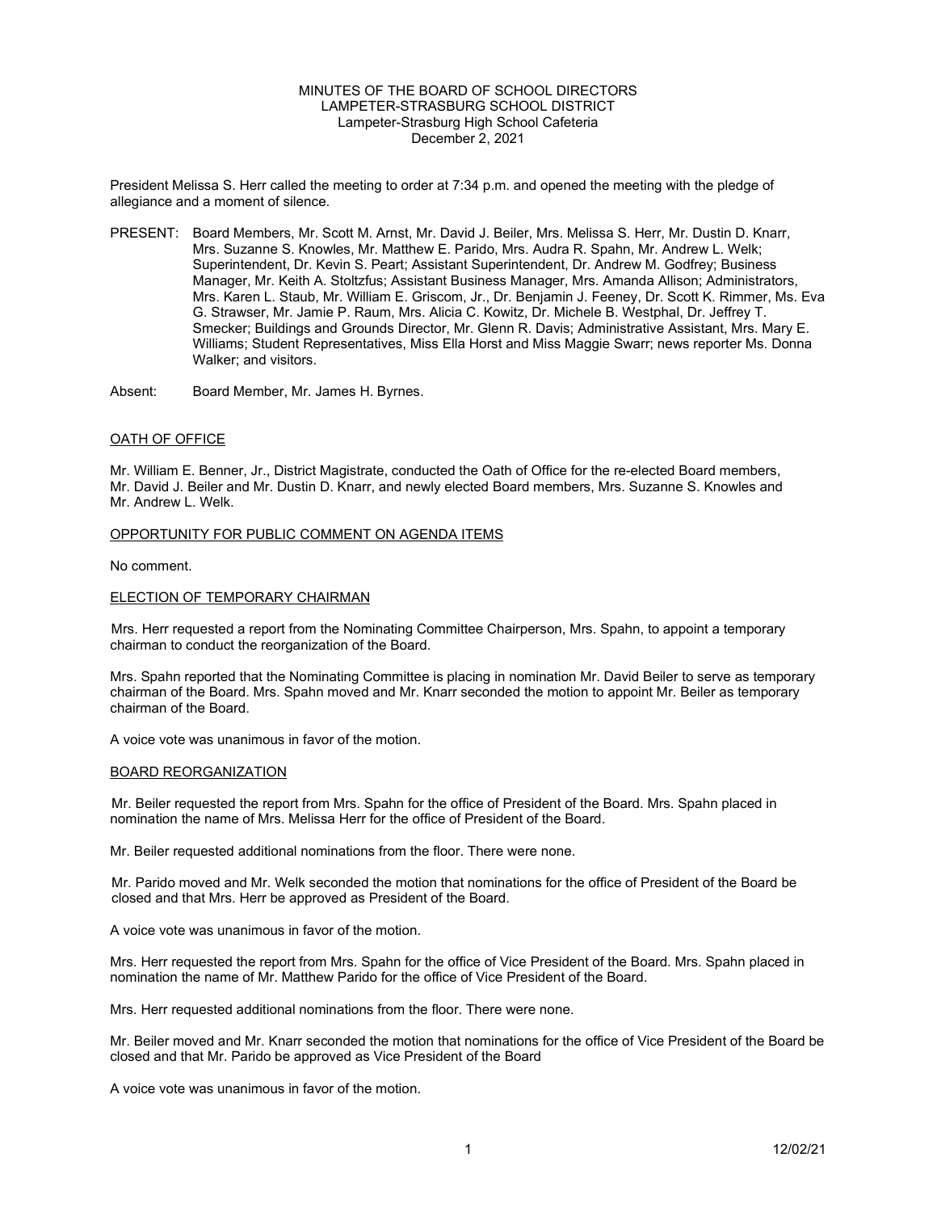MINUTES OF THE BOARD OF SCHOOL DIRECTORS
LAMPETER-STRASBURG SCHOOL DISTRICT
Lampeter-Strasburg High School Cafeteria
December 2, 2021

President Melissa S. Herr called the meeting to order at 7:34 p.m. and opened the meeting with the pledge of allegiance and a moment of silence.

PRESENT: Board Members, Mr. Scott M. Arnst, Mr. David J. Beiler, Mrs. Melissa S. Herr, Mr. Dustin D. Knarr, Mrs. Suzanne S. Knowles, Mr. Matthew E. Parido, Mrs. Audra R. Spahn, Mr. Andrew L. Welk; Superintendent, Dr. Kevin S. Peart; Assistant Superintendent, Dr. Andrew M. Godfrey; Business Manager, Mr. Keith A. Stoltzfus; Assistant Business Manager, Mrs. Amanda Allison; Administrators, Mrs. Karen L. Staub, Mr. William E. Griscom, Jr., Dr. Benjamin J. Feeney, Dr. Scott K. Rimmer, Ms. Eva G. Strawser, Mr. Jamie P. Raum, Mrs. Alicia C. Kowitz, Dr. Michele B. Westphal, Dr. Jeffrey T. Smecker; Buildings and Grounds Director, Mr. Glenn R. Davis; Administrative Assistant, Mrs. Mary E. Williams; Student Representatives, Miss Ella Horst and Miss Maggie Swarr; news reporter Ms. Donna Walker; and visitors.

Absent: Board Member, Mr. James H. Byrnes.

## OATH OF OFFICE

Mr. William E. Benner, Jr., District Magistrate, conducted the Oath of Office for the re-elected Board members, Mr. David J. Beiler and Mr. Dustin D. Knarr, and newly elected Board members, Mrs. Suzanne S. Knowles and Mr. Andrew L. Welk.

## OPPORTUNITY FOR PUBLIC COMMENT ON AGENDA ITEMS

No comment.

## ELECTION OF TEMPORARY CHAIRMAN

Mrs. Herr requested a report from the Nominating Committee Chairperson, Mrs. Spahn, to appoint a temporary chairman to conduct the reorganization of the Board.

Mrs. Spahn reported that the Nominating Committee is placing in nomination Mr. David Beiler to serve as temporary chairman of the Board. Mrs. Spahn moved and Mr. Knarr seconded the motion to appoint Mr. Beiler as temporary chairman of the Board.

A voice vote was unanimous in favor of the motion.

## BOARD REORGANIZATION

Mr. Beiler requested the report from Mrs. Spahn for the office of President of the Board. Mrs. Spahn placed in nomination the name of Mrs. Melissa Herr for the office of President of the Board.

Mr. Beiler requested additional nominations from the floor. There were none.

Mr. Parido moved and Mr. Welk seconded the motion that nominations for the office of President of the Board be closed and that Mrs. Herr be approved as President of the Board.

A voice vote was unanimous in favor of the motion.

Mrs. Herr requested the report from Mrs. Spahn for the office of Vice President of the Board. Mrs. Spahn placed in nomination the name of Mr. Matthew Parido for the office of Vice President of the Board.

Mrs. Herr requested additional nominations from the floor. There were none.

Mr. Beiler moved and Mr. Knarr seconded the motion that nominations for the office of Vice President of the Board be closed and that Mr. Parido be approved as Vice President of the Board

A voice vote was unanimous in favor of the motion.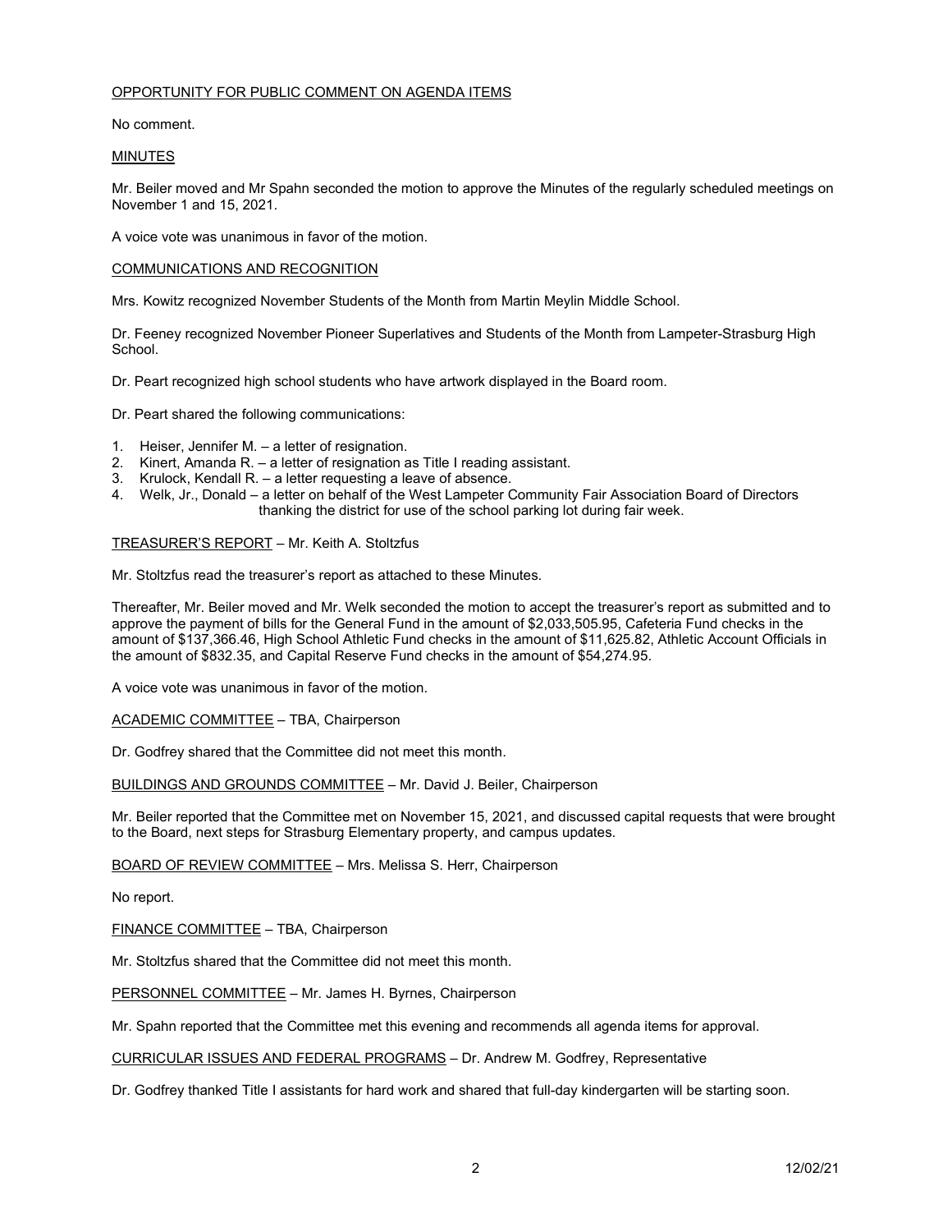OPPORTUNITY FOR PUBLIC COMMENT ON AGENDA ITEMS

No comment.

MINUTES

Mr. Beiler moved and Mr Spahn seconded the motion to approve the Minutes of the regularly scheduled meetings on November 1 and 15, 2021.

A voice vote was unanimous in favor of the motion.

COMMUNICATIONS AND RECOGNITION

Mrs. Kowitz recognized November Students of the Month from Martin Meylin Middle School.

Dr. Feeney recognized November Pioneer Superlatives and Students of the Month from Lampeter-Strasburg High School.

Dr. Peart recognized high school students who have artwork displayed in the Board room.

Dr. Peart shared the following communications:

1. Heiser, Jennifer M. – a letter of resignation.
2. Kinert, Amanda R. – a letter of resignation as Title I reading assistant.
3. Krulock, Kendall R. – a letter requesting a leave of absence.
4. Welk, Jr., Donald – a letter on behalf of the West Lampeter Community Fair Association Board of Directors thanking the district for use of the school parking lot during fair week.

TREASURER'S REPORT – Mr. Keith A. Stoltzfus

Mr. Stoltzfus read the treasurer's report as attached to these Minutes.

Thereafter, Mr. Beiler moved and Mr. Welk seconded the motion to accept the treasurer's report as submitted and to approve the payment of bills for the General Fund in the amount of $2,033,505.95, Cafeteria Fund checks in the amount of $137,366.46, High School Athletic Fund checks in the amount of $11,625.82, Athletic Account Officials in the amount of $832.35, and Capital Reserve Fund checks in the amount of $54,274.95.

A voice vote was unanimous in favor of the motion.

ACADEMIC COMMITTEE – TBA, Chairperson

Dr. Godfrey shared that the Committee did not meet this month.

BUILDINGS AND GROUNDS COMMITTEE – Mr. David J. Beiler, Chairperson

Mr. Beiler reported that the Committee met on November 15, 2021, and discussed capital requests that were brought to the Board, next steps for Strasburg Elementary property, and campus updates.

BOARD OF REVIEW COMMITTEE – Mrs. Melissa S. Herr, Chairperson

No report.

FINANCE COMMITTEE – TBA, Chairperson

Mr. Stoltzfus shared that the Committee did not meet this month.

PERSONNEL COMMITTEE – Mr. James H. Byrnes, Chairperson

Mr. Spahn reported that the Committee met this evening and recommends all agenda items for approval.

CURRICULAR ISSUES AND FEDERAL PROGRAMS – Dr. Andrew M. Godfrey, Representative

Dr. Godfrey thanked Title I assistants for hard work and shared that full-day kindergarten will be starting soon.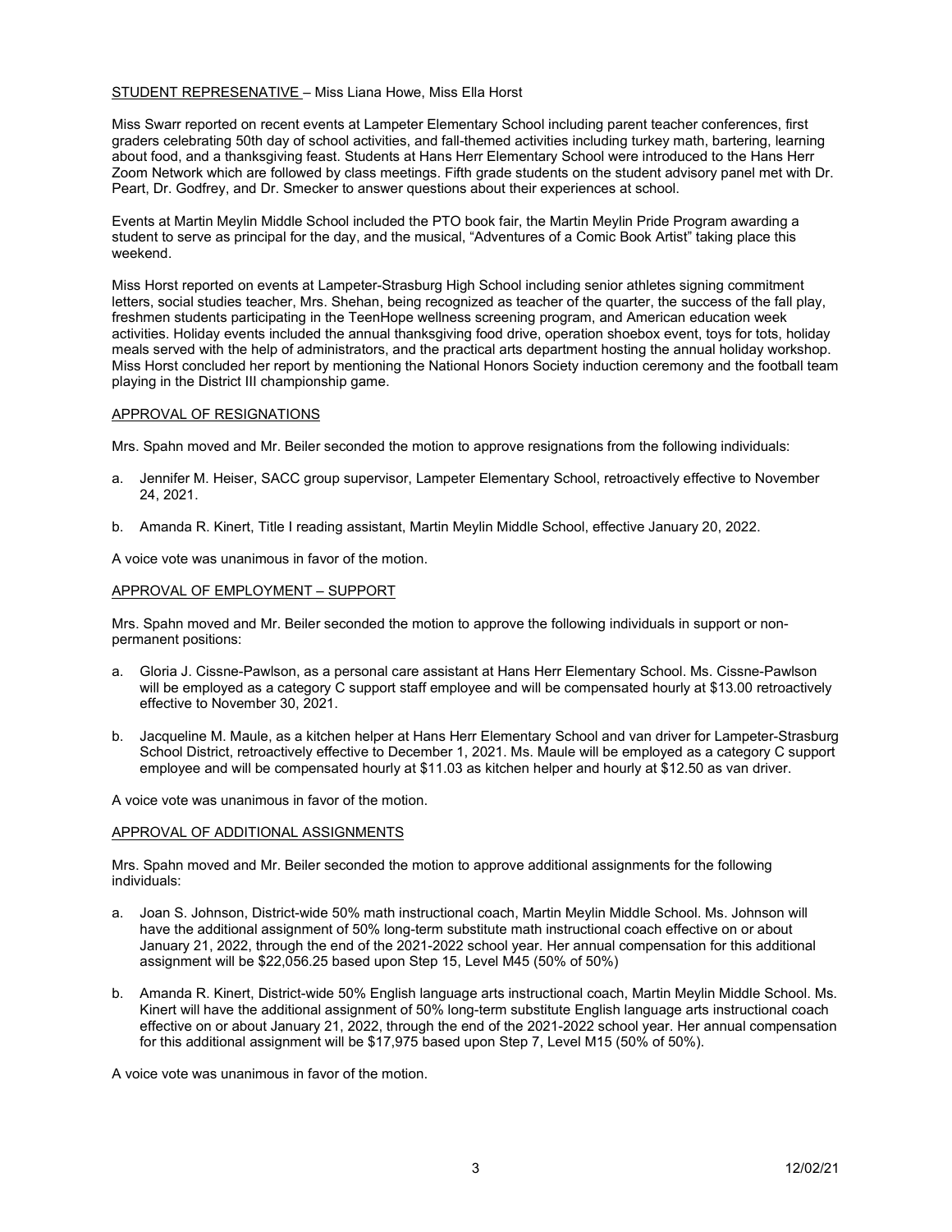STUDENT REPRESENATIVE – Miss Liana Howe, Miss Ella Horst

Miss Swarr reported on recent events at Lampeter Elementary School including parent teacher conferences, first graders celebrating 50th day of school activities, and fall-themed activities including turkey math, bartering, learning about food, and a thanksgiving feast. Students at Hans Herr Elementary School were introduced to the Hans Herr Zoom Network which are followed by class meetings. Fifth grade students on the student advisory panel met with Dr. Peart, Dr. Godfrey, and Dr. Smecker to answer questions about their experiences at school.

Events at Martin Meylin Middle School included the PTO book fair, the Martin Meylin Pride Program awarding a student to serve as principal for the day, and the musical, "Adventures of a Comic Book Artist" taking place this weekend.

Miss Horst reported on events at Lampeter-Strasburg High School including senior athletes signing commitment letters, social studies teacher, Mrs. Shehan, being recognized as teacher of the quarter, the success of the fall play, freshmen students participating in the TeenHope wellness screening program, and American education week activities. Holiday events included the annual thanksgiving food drive, operation shoebox event, toys for tots, holiday meals served with the help of administrators, and the practical arts department hosting the annual holiday workshop. Miss Horst concluded her report by mentioning the National Honors Society induction ceremony and the football team playing in the District III championship game.

APPROVAL OF RESIGNATIONS

Mrs. Spahn moved and Mr. Beiler seconded the motion to approve resignations from the following individuals:

a. Jennifer M. Heiser, SACC group supervisor, Lampeter Elementary School, retroactively effective to November 24, 2021.

b. Amanda R. Kinert, Title I reading assistant, Martin Meylin Middle School, effective January 20, 2022.

A voice vote was unanimous in favor of the motion.

APPROVAL OF EMPLOYMENT – SUPPORT

Mrs. Spahn moved and Mr. Beiler seconded the motion to approve the following individuals in support or non-permanent positions:

a. Gloria J. Cissne-Pawlson, as a personal care assistant at Hans Herr Elementary School. Ms. Cissne-Pawlson will be employed as a category C support staff employee and will be compensated hourly at $13.00 retroactively effective to November 30, 2021.

b. Jacqueline M. Maule, as a kitchen helper at Hans Herr Elementary School and van driver for Lampeter-Strasburg School District, retroactively effective to December 1, 2021. Ms. Maule will be employed as a category C support employee and will be compensated hourly at $11.03 as kitchen helper and hourly at $12.50 as van driver.

A voice vote was unanimous in favor of the motion.

APPROVAL OF ADDITIONAL ASSIGNMENTS

Mrs. Spahn moved and Mr. Beiler seconded the motion to approve additional assignments for the following individuals:

a. Joan S. Johnson, District-wide 50% math instructional coach, Martin Meylin Middle School. Ms. Johnson will have the additional assignment of 50% long-term substitute math instructional coach effective on or about January 21, 2022, through the end of the 2021-2022 school year. Her annual compensation for this additional assignment will be $22,056.25 based upon Step 15, Level M45 (50% of 50%)

b. Amanda R. Kinert, District-wide 50% English language arts instructional coach, Martin Meylin Middle School. Ms. Kinert will have the additional assignment of 50% long-term substitute English language arts instructional coach effective on or about January 21, 2022, through the end of the 2021-2022 school year. Her annual compensation for this additional assignment will be $17,975 based upon Step 7, Level M15 (50% of 50%).

A voice vote was unanimous in favor of the motion.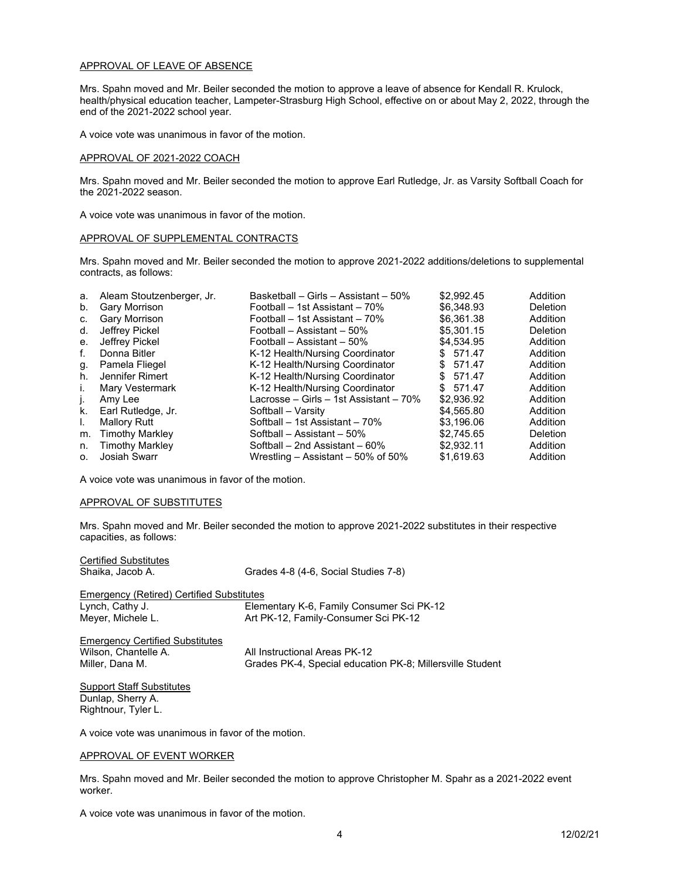## APPROVAL OF LEAVE OF ABSENCE

Mrs. Spahn moved and Mr. Beiler seconded the motion to approve a leave of absence for Kendall R. Krulock, health/physical education teacher, Lampeter-Strasburg High School, effective on or about May 2, 2022, through the end of the 2021-2022 school year.

A voice vote was unanimous in favor of the motion.

## APPROVAL OF 2021-2022 COACH

Mrs. Spahn moved and Mr. Beiler seconded the motion to approve Earl Rutledge, Jr. as Varsity Softball Coach for the 2021-2022 season.

A voice vote was unanimous in favor of the motion.

## APPROVAL OF SUPPLEMENTAL CONTRACTS

Mrs. Spahn moved and Mr. Beiler seconded the motion to approve 2021-2022 additions/deletions to supplemental contracts, as follows:

| | Name | Position | Amount | Action |
|---|---|---|---|---|
| a. | Aleam Stoutzenberger, Jr. | Basketball – Girls – Assistant – 50% | $2,992.45 | Addition |
| b. | Gary Morrison | Football – 1st Assistant – 70% | $6,348.93 | Deletion |
| c. | Gary Morrison | Football – 1st Assistant – 70% | $6,361.38 | Addition |
| d. | Jeffrey Pickel | Football – Assistant – 50% | $5,301.15 | Deletion |
| e. | Jeffrey Pickel | Football – Assistant – 50% | $4,534.95 | Addition |
| f. | Donna Bitler | K-12 Health/Nursing Coordinator | $ 571.47 | Addition |
| g. | Pamela Fliegel | K-12 Health/Nursing Coordinator | $ 571.47 | Addition |
| h. | Jennifer Rimert | K-12 Health/Nursing Coordinator | $ 571.47 | Addition |
| i. | Mary Vestermark | K-12 Health/Nursing Coordinator | $ 571.47 | Addition |
| j. | Amy Lee | Lacrosse – Girls – 1st Assistant – 70% | $2,936.92 | Addition |
| k. | Earl Rutledge, Jr. | Softball – Varsity | $4,565.80 | Addition |
| l. | Mallory Rutt | Softball – 1st Assistant – 70% | $3,196.06 | Addition |
| m. | Timothy Markley | Softball – Assistant – 50% | $2,745.65 | Deletion |
| n. | Timothy Markley | Softball – 2nd Assistant – 60% | $2,932.11 | Addition |
| o. | Josiah Swarr | Wrestling – Assistant – 50% of 50% | $1,619.63 | Addition |

A voice vote was unanimous in favor of the motion.

## APPROVAL OF SUBSTITUTES

Mrs. Spahn moved and Mr. Beiler seconded the motion to approve 2021-2022 substitutes in their respective capacities, as follows:

Certified Substitutes
Shaika, Jacob A. — Grades 4-8 (4-6, Social Studies 7-8)

Emergency (Retired) Certified Substitutes
Lynch, Cathy J. — Elementary K-6, Family Consumer Sci PK-12
Meyer, Michele L. — Art PK-12, Family-Consumer Sci PK-12

Emergency Certified Substitutes
Wilson, Chantelle A. — All Instructional Areas PK-12
Miller, Dana M. — Grades PK-4, Special education PK-8; Millersville Student

Support Staff Substitutes
Dunlap, Sherry A.
Rightnour, Tyler L.

A voice vote was unanimous in favor of the motion.

## APPROVAL OF EVENT WORKER

Mrs. Spahn moved and Mr. Beiler seconded the motion to approve Christopher M. Spahr as a 2021-2022 event worker.

A voice vote was unanimous in favor of the motion.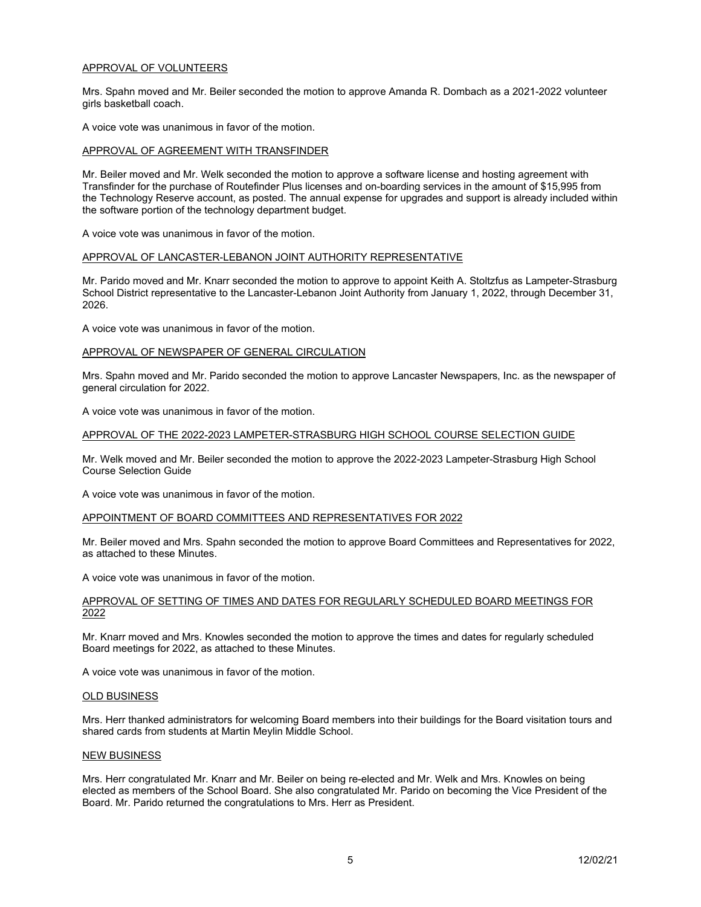## APPROVAL OF VOLUNTEERS

Mrs. Spahn moved and Mr. Beiler seconded the motion to approve Amanda R. Dombach as a 2021-2022 volunteer girls basketball coach.

A voice vote was unanimous in favor of the motion.

## APPROVAL OF AGREEMENT WITH TRANSFINDER

Mr. Beiler moved and Mr. Welk seconded the motion to approve a software license and hosting agreement with Transfinder for the purchase of Routefinder Plus licenses and on-boarding services in the amount of $15,995 from the Technology Reserve account, as posted. The annual expense for upgrades and support is already included within the software portion of the technology department budget.

A voice vote was unanimous in favor of the motion.

## APPROVAL OF LANCASTER-LEBANON JOINT AUTHORITY REPRESENTATIVE

Mr. Parido moved and Mr. Knarr seconded the motion to approve to appoint Keith A. Stoltzfus as Lampeter-Strasburg School District representative to the Lancaster-Lebanon Joint Authority from January 1, 2022, through December 31, 2026.

A voice vote was unanimous in favor of the motion.

## APPROVAL OF NEWSPAPER OF GENERAL CIRCULATION

Mrs. Spahn moved and Mr. Parido seconded the motion to approve Lancaster Newspapers, Inc. as the newspaper of general circulation for 2022.

A voice vote was unanimous in favor of the motion.

## APPROVAL OF THE 2022-2023 LAMPETER-STRASBURG HIGH SCHOOL COURSE SELECTION GUIDE

Mr. Welk moved and Mr. Beiler seconded the motion to approve the 2022-2023 Lampeter-Strasburg High School Course Selection Guide

A voice vote was unanimous in favor of the motion.

## APPOINTMENT OF BOARD COMMITTEES AND REPRESENTATIVES FOR 2022

Mr. Beiler moved and Mrs. Spahn seconded the motion to approve Board Committees and Representatives for 2022, as attached to these Minutes.

A voice vote was unanimous in favor of the motion.

## APPROVAL OF SETTING OF TIMES AND DATES FOR REGULARLY SCHEDULED BOARD MEETINGS FOR 2022

Mr. Knarr moved and Mrs. Knowles seconded the motion to approve the times and dates for regularly scheduled Board meetings for 2022, as attached to these Minutes.

A voice vote was unanimous in favor of the motion.

## OLD BUSINESS

Mrs. Herr thanked administrators for welcoming Board members into their buildings for the Board visitation tours and shared cards from students at Martin Meylin Middle School.

## NEW BUSINESS

Mrs. Herr congratulated Mr. Knarr and Mr. Beiler on being re-elected and Mr. Welk and Mrs. Knowles on being elected as members of the School Board. She also congratulated Mr. Parido on becoming the Vice President of the Board. Mr. Parido returned the congratulations to Mrs. Herr as President.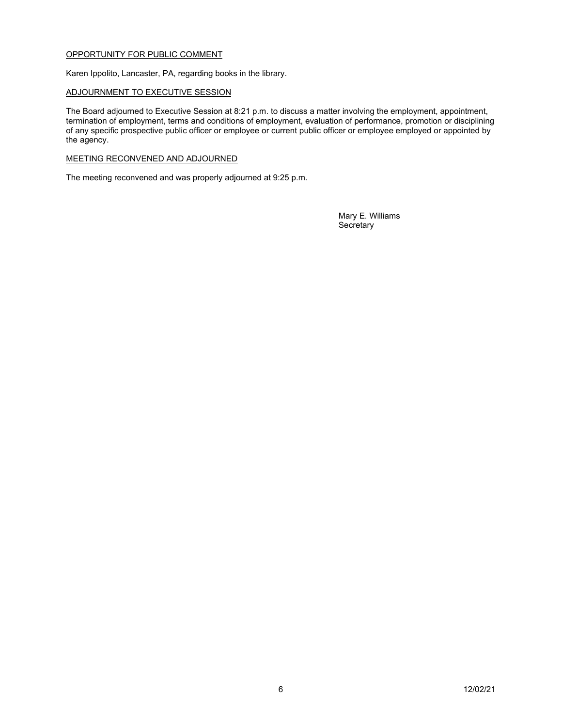OPPORTUNITY FOR PUBLIC COMMENT

Karen Ippolito, Lancaster, PA, regarding books in the library.

ADJOURNMENT TO EXECUTIVE SESSION

The Board adjourned to Executive Session at 8:21 p.m. to discuss a matter involving the employment, appointment, termination of employment, terms and conditions of employment, evaluation of performance, promotion or disciplining of any specific prospective public officer or employee or current public officer or employee employed or appointed by the agency.

MEETING RECONVENED AND ADJOURNED

The meeting reconvened and was properly adjourned at 9:25 p.m.

Mary E. Williams
Secretary